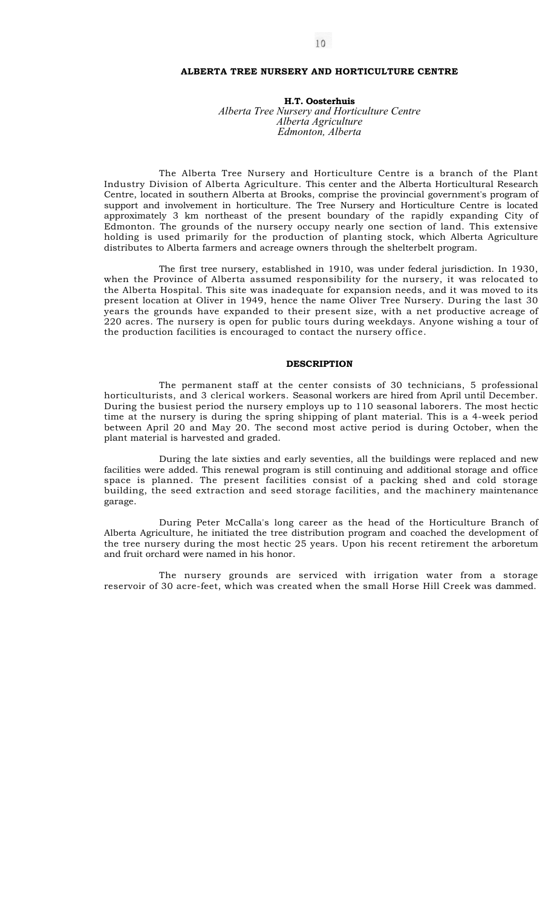# ALBERTA TREE NURSERY AND HORTICULTURE CENTRE

**H.T. Oosterhuis**
*Alberta Tree Nursery and Horticulture Centre*
*Alberta Agriculture*
*Edmonton, Alberta*

The Alberta Tree Nursery and Horticulture Centre is a branch of the Plant Industry Division of Alberta Agriculture. This center and the Alberta Horticultural Research Centre, located in southern Alberta at Brooks, comprise the provincial government's program of support and involvement in horticulture. The Tree Nursery and Horticulture Centre is located approximately 3 km northeast of the present boundary of the rapidly expanding City of Edmonton. The grounds of the nursery occupy nearly one section of land. This extensive holding is used primarily for the production of planting stock, which Alberta Agriculture distributes to Alberta farmers and acreage owners through the shelterbelt program.

The first tree nursery, established in 1910, was under federal jurisdiction. In 1930, when the Province of Alberta assumed responsibility for the nursery, it was relocated to the Alberta Hospital. This site was inadequate for expansion needs, and it was moved to its present location at Oliver in 1949, hence the name Oliver Tree Nursery. During the last 30 years the grounds have expanded to their present size, with a net productive acreage of 220 acres. The nursery is open for public tours during weekdays. Anyone wishing a tour of the production facilities is encouraged to contact the nursery office.

## DESCRIPTION

The permanent staff at the center consists of 30 technicians, 5 professional horticulturists, and 3 clerical workers. Seasonal workers are hired from April until December. During the busiest period the nursery employs up to 110 seasonal laborers. The most hectic time at the nursery is during the spring shipping of plant material. This is a 4-week period between April 20 and May 20. The second most active period is during October, when the plant material is harvested and graded.

During the late sixties and early seventies, all the buildings were replaced and new facilities were added. This renewal program is still continuing and additional storage and office space is planned. The present facilities consist of a packing shed and cold storage building, the seed extraction and seed storage facilities, and the machinery maintenance garage.

During Peter McCalla's long career as the head of the Horticulture Branch of Alberta Agriculture, he initiated the tree distribution program and coached the development of the tree nursery during the most hectic 25 years. Upon his recent retirement the arboretum and fruit orchard were named in his honor.

The nursery grounds are serviced with irrigation water from a storage reservoir of 30 acre-feet, which was created when the small Horse Hill Creek was dammed.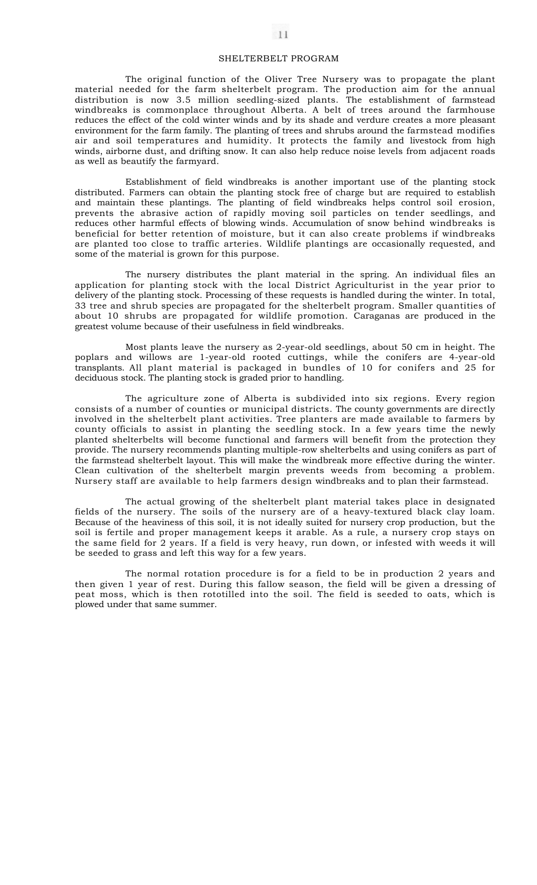## SHELTERBELT PROGRAM

The original function of the Oliver Tree Nursery was to propagate the plant material needed for the farm shelterbelt program. The production aim for the annual distribution is now 3.5 million seedling-sized plants. The establishment of farmstead windbreaks is commonplace throughout Alberta. A belt of trees around the farmhouse reduces the effect of the cold winter winds and by its shade and verdure creates a more pleasant environment for the farm family. The planting of trees and shrubs around the farmstead modifies air and soil temperatures and humidity. It protects the family and livestock from high winds, airborne dust, and drifting snow. It can also help reduce noise levels from adjacent roads as well as beautify the farmyard.

Establishment of field windbreaks is another important use of the planting stock distributed. Farmers can obtain the planting stock free of charge but are required to establish and maintain these plantings. The planting of field windbreaks helps control soil erosion, prevents the abrasive action of rapidly moving soil particles on tender seedlings, and reduces other harmful effects of blowing winds. Accumulation of snow behind windbreaks is beneficial for better retention of moisture, but it can also create problems if windbreaks are planted too close to traffic arteries. Wildlife plantings are occasionally requested, and some of the material is grown for this purpose.

The nursery distributes the plant material in the spring. An individual files an application for planting stock with the local District Agriculturist in the year prior to delivery of the planting stock. Processing of these requests is handled during the winter. In total, 33 tree and shrub species are propagated for the shelterbelt program. Smaller quantities of about 10 shrubs are propagated for wildlife promotion. Caraganas are produced in the greatest volume because of their usefulness in field windbreaks.

Most plants leave the nursery as 2-year-old seedlings, about 50 cm in height. The poplars and willows are 1-year-old rooted cuttings, while the conifers are 4-year-old transplants. All plant material is packaged in bundles of 10 for conifers and 25 for deciduous stock. The planting stock is graded prior to handling.

The agriculture zone of Alberta is subdivided into six regions. Every region consists of a number of counties or municipal districts. The county governments are directly involved in the shelterbelt plant activities. Tree planters are made available to farmers by county officials to assist in planting the seedling stock. In a few years time the newly planted shelterbelts will become functional and farmers will benefit from the protection they provide. The nursery recommends planting multiple-row shelterbelts and using conifers as part of the farmstead shelterbelt layout. This will make the windbreak more effective during the winter. Clean cultivation of the shelterbelt margin prevents weeds from becoming a problem. Nursery staff are available to help farmers design windbreaks and to plan their farmstead.

The actual growing of the shelterbelt plant material takes place in designated fields of the nursery. The soils of the nursery are of a heavy-textured black clay loam. Because of the heaviness of this soil, it is not ideally suited for nursery crop production, but the soil is fertile and proper management keeps it arable. As a rule, a nursery crop stays on the same field for 2 years. If a field is very heavy, run down, or infested with weeds it will be seeded to grass and left this way for a few years.

The normal rotation procedure is for a field to be in production 2 years and then given 1 year of rest. During this fallow season, the field will be given a dressing of peat moss, which is then rototilled into the soil. The field is seeded to oats, which is plowed under that same summer.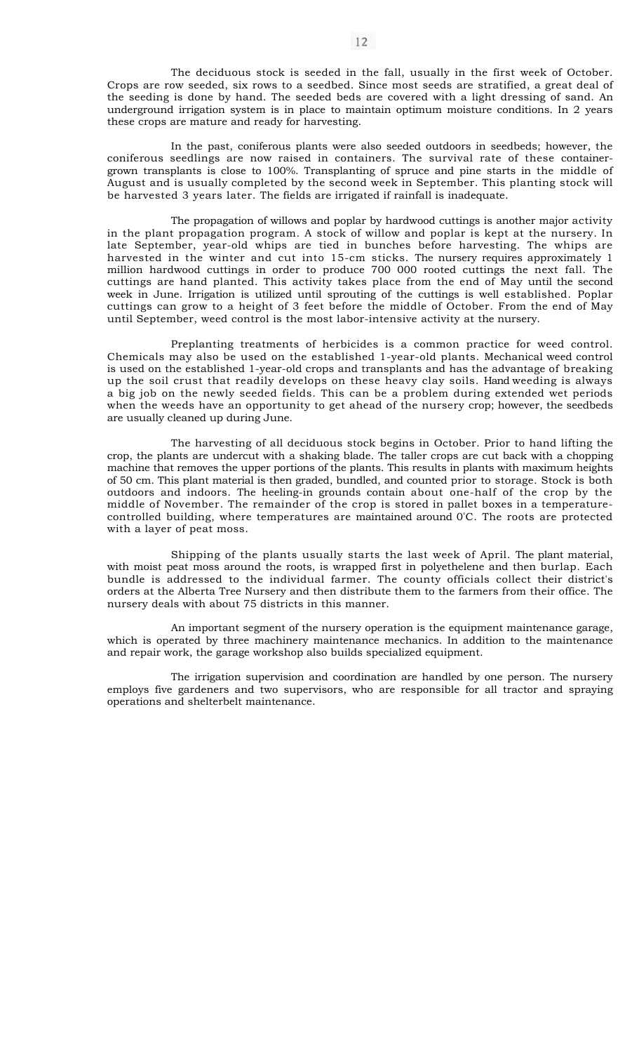The deciduous stock is seeded in the fall, usually in the first week of October. Crops are row seeded, six rows to a seedbed. Since most seeds are stratified, a great deal of the seeding is done by hand. The seeded beds are covered with a light dressing of sand. An underground irrigation system is in place to maintain optimum moisture conditions. In 2 years these crops are mature and ready for harvesting.

In the past, coniferous plants were also seeded outdoors in seedbeds; however, the coniferous seedlings are now raised in containers. The survival rate of these container-grown transplants is close to 100%. Transplanting of spruce and pine starts in the middle of August and is usually completed by the second week in September. This planting stock will be harvested 3 years later. The fields are irrigated if rainfall is inadequate.

The propagation of willows and poplar by hardwood cuttings is another major activity in the plant propagation program. A stock of willow and poplar is kept at the nursery. In late September, year-old whips are tied in bunches before harvesting. The whips are harvested in the winter and cut into 15-cm sticks. The nursery requires approximately 1 million hardwood cuttings in order to produce 700 000 rooted cuttings the next fall. The cuttings are hand planted. This activity takes place from the end of May until the second week in June. Irrigation is utilized until sprouting of the cuttings is well established. Poplar cuttings can grow to a height of 3 feet before the middle of October. From the end of May until September, weed control is the most labor-intensive activity at the nursery.

Preplanting treatments of herbicides is a common practice for weed control. Chemicals may also be used on the established 1-year-old plants. Mechanical weed control is used on the established 1-year-old crops and transplants and has the advantage of breaking up the soil crust that readily develops on these heavy clay soils. Hand weeding is always a big job on the newly seeded fields. This can be a problem during extended wet periods when the weeds have an opportunity to get ahead of the nursery crop; however, the seedbeds are usually cleaned up during June.

The harvesting of all deciduous stock begins in October. Prior to hand lifting the crop, the plants are undercut with a shaking blade. The taller crops are cut back with a chopping machine that removes the upper portions of the plants. This results in plants with maximum heights of 50 cm. This plant material is then graded, bundled, and counted prior to storage. Stock is both outdoors and indoors. The heeling-in grounds contain about one-half of the crop by the middle of November. The remainder of the crop is stored in pallet boxes in a temperature-controlled building, where temperatures are maintained around 0°C. The roots are protected with a layer of peat moss.

Shipping of the plants usually starts the last week of April. The plant material, with moist peat moss around the roots, is wrapped first in polyethelene and then burlap. Each bundle is addressed to the individual farmer. The county officials collect their district's orders at the Alberta Tree Nursery and then distribute them to the farmers from their office. The nursery deals with about 75 districts in this manner.

An important segment of the nursery operation is the equipment maintenance garage, which is operated by three machinery maintenance mechanics. In addition to the maintenance and repair work, the garage workshop also builds specialized equipment.

The irrigation supervision and coordination are handled by one person. The nursery employs five gardeners and two supervisors, who are responsible for all tractor and spraying operations and shelterbelt maintenance.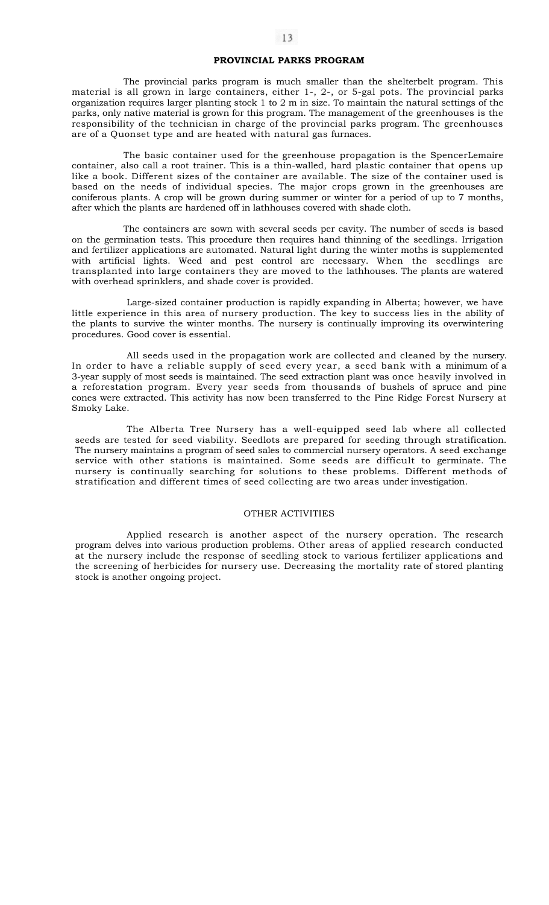## PROVINCIAL PARKS PROGRAM

The provincial parks program is much smaller than the shelterbelt program. This material is all grown in large containers, either 1-, 2-, or 5-gal pots. The provincial parks organization requires larger planting stock 1 to 2 m in size. To maintain the natural settings of the parks, only native material is grown for this program. The management of the greenhouses is the responsibility of the technician in charge of the provincial parks program. The greenhouses are of a Quonset type and are heated with natural gas furnaces.

The basic container used for the greenhouse propagation is the SpencerLemaire container, also call a root trainer. This is a thin-walled, hard plastic container that opens up like a book. Different sizes of the container are available. The size of the container used is based on the needs of individual species. The major crops grown in the greenhouses are coniferous plants. A crop will be grown during summer or winter for a period of up to 7 months, after which the plants are hardened off in lathhouses covered with shade cloth.

The containers are sown with several seeds per cavity. The number of seeds is based on the germination tests. This procedure then requires hand thinning of the seedlings. Irrigation and fertilizer applications are automated. Natural light during the winter moths is supplemented with artificial lights. Weed and pest control are necessary. When the seedlings are transplanted into large containers they are moved to the lathhouses. The plants are watered with overhead sprinklers, and shade cover is provided.

Large-sized container production is rapidly expanding in Alberta; however, we have little experience in this area of nursery production. The key to success lies in the ability of the plants to survive the winter months. The nursery is continually improving its overwintering procedures. Good cover is essential.

All seeds used in the propagation work are collected and cleaned by the nursery. In order to have a reliable supply of seed every year, a seed bank with a minimum of a 3-year supply of most seeds is maintained. The seed extraction plant was once heavily involved in a reforestation program. Every year seeds from thousands of bushels of spruce and pine cones were extracted. This activity has now been transferred to the Pine Ridge Forest Nursery at Smoky Lake.

The Alberta Tree Nursery has a well-equipped seed lab where all collected seeds are tested for seed viability. Seedlots are prepared for seeding through stratification. The nursery maintains a program of seed sales to commercial nursery operators. A seed exchange service with other stations is maintained. Some seeds are difficult to germinate. The nursery is continually searching for solutions to these problems. Different methods of stratification and different times of seed collecting are two areas under investigation.

## OTHER ACTIVITIES

Applied research is another aspect of the nursery operation. The research program delves into various production problems. Other areas of applied research conducted at the nursery include the response of seedling stock to various fertilizer applications and the screening of herbicides for nursery use. Decreasing the mortality rate of stored planting stock is another ongoing project.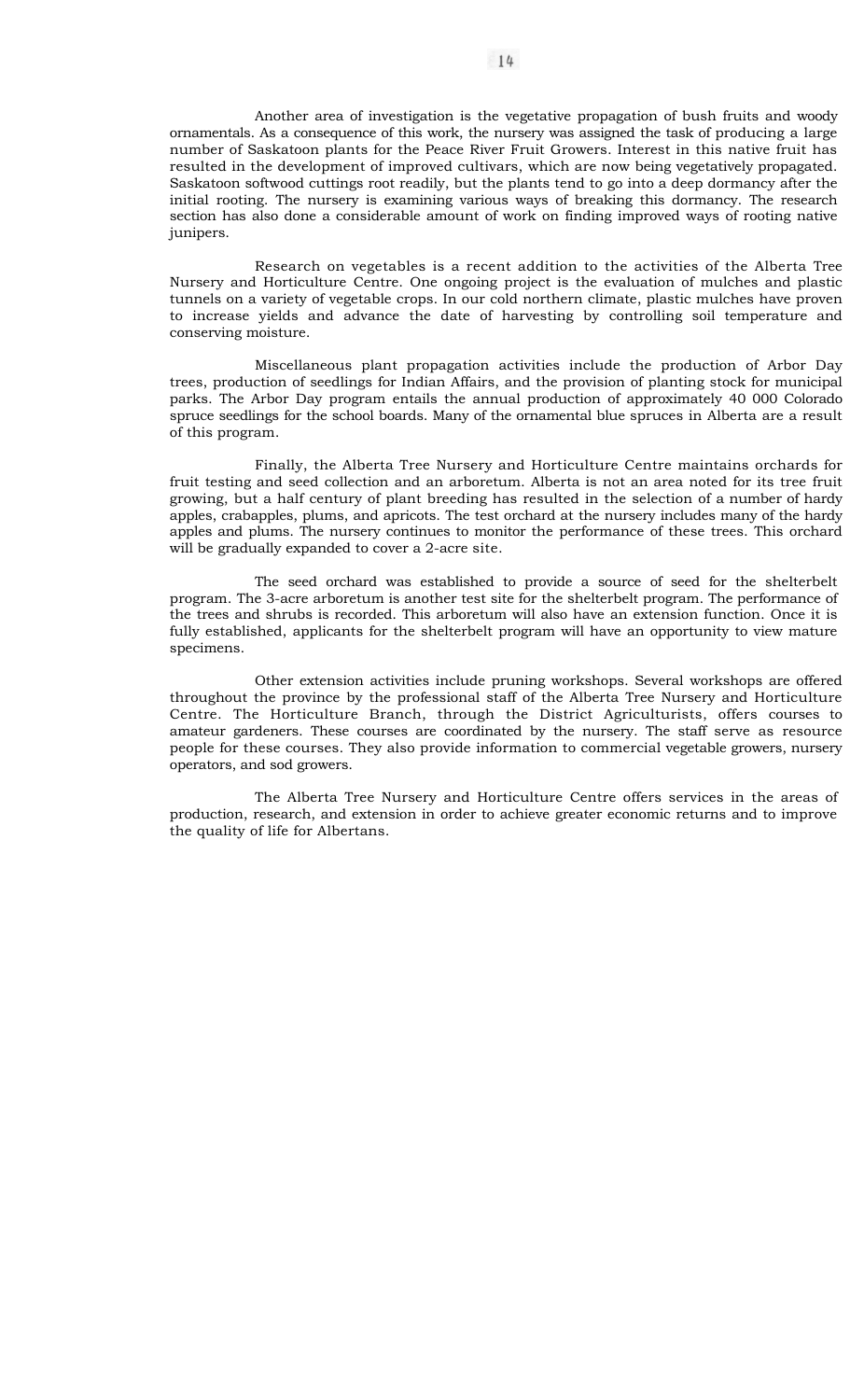Another area of investigation is the vegetative propagation of bush fruits and woody ornamentals. As a consequence of this work, the nursery was assigned the task of producing a large number of Saskatoon plants for the Peace River Fruit Growers. Interest in this native fruit has resulted in the development of improved cultivars, which are now being vegetatively propagated. Saskatoon softwood cuttings root readily, but the plants tend to go into a deep dormancy after the initial rooting. The nursery is examining various ways of breaking this dormancy. The research section has also done a considerable amount of work on finding improved ways of rooting native junipers.

Research on vegetables is a recent addition to the activities of the Alberta Tree Nursery and Horticulture Centre. One ongoing project is the evaluation of mulches and plastic tunnels on a variety of vegetable crops. In our cold northern climate, plastic mulches have proven to increase yields and advance the date of harvesting by controlling soil temperature and conserving moisture.

Miscellaneous plant propagation activities include the production of Arbor Day trees, production of seedlings for Indian Affairs, and the provision of planting stock for municipal parks. The Arbor Day program entails the annual production of approximately 40 000 Colorado spruce seedlings for the school boards. Many of the ornamental blue spruces in Alberta are a result of this program.

Finally, the Alberta Tree Nursery and Horticulture Centre maintains orchards for fruit testing and seed collection and an arboretum. Alberta is not an area noted for its tree fruit growing, but a half century of plant breeding has resulted in the selection of a number of hardy apples, crabapples, plums, and apricots. The test orchard at the nursery includes many of the hardy apples and plums. The nursery continues to monitor the performance of these trees. This orchard will be gradually expanded to cover a 2-acre site.

The seed orchard was established to provide a source of seed for the shelterbelt program. The 3-acre arboretum is another test site for the shelterbelt program. The performance of the trees and shrubs is recorded. This arboretum will also have an extension function. Once it is fully established, applicants for the shelterbelt program will have an opportunity to view mature specimens.

Other extension activities include pruning workshops. Several workshops are offered throughout the province by the professional staff of the Alberta Tree Nursery and Horticulture Centre. The Horticulture Branch, through the District Agriculturists, offers courses to amateur gardeners. These courses are coordinated by the nursery. The staff serve as resource people for these courses. They also provide information to commercial vegetable growers, nursery operators, and sod growers.

The Alberta Tree Nursery and Horticulture Centre offers services in the areas of production, research, and extension in order to achieve greater economic returns and to improve the quality of life for Albertans.